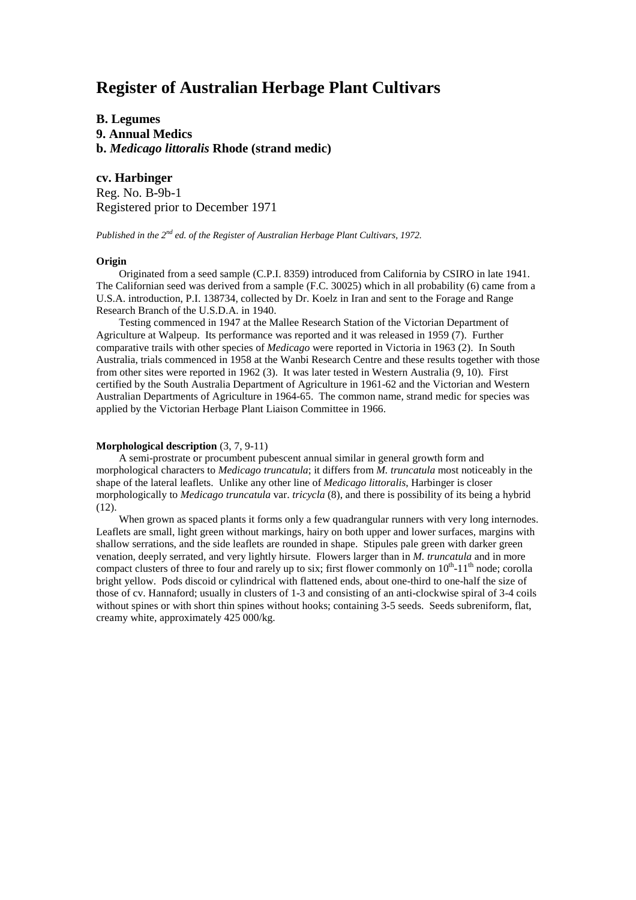# Register of Australian Herbage Plant Cultivars

## B. Legumes
## 9. Annual Medics
## b. *Medicago littoralis* Rhode (strand medic)

### cv. Harbinger

Reg. No. B-9b-1
Registered prior to December 1971

*Published in the 2nd ed. of the Register of Australian Herbage Plant Cultivars, 1972.*

**Origin**

Originated from a seed sample (C.P.I. 8359) introduced from California by CSIRO in late 1941. The Californian seed was derived from a sample (F.C. 30025) which in all probability (6) came from a U.S.A. introduction, P.I. 138734, collected by Dr. Koelz in Iran and sent to the Forage and Range Research Branch of the U.S.D.A. in 1940.

Testing commenced in 1947 at the Mallee Research Station of the Victorian Department of Agriculture at Walpeup. Its performance was reported and it was released in 1959 (7). Further comparative trails with other species of *Medicago* were reported in Victoria in 1963 (2). In South Australia, trials commenced in 1958 at the Wanbi Research Centre and these results together with those from other sites were reported in 1962 (3). It was later tested in Western Australia (9, 10). First certified by the South Australia Department of Agriculture in 1961-62 and the Victorian and Western Australian Departments of Agriculture in 1964-65. The common name, strand medic for species was applied by the Victorian Herbage Plant Liaison Committee in 1966.

**Morphological description** (3, 7, 9-11)

A semi-prostrate or procumbent pubescent annual similar in general growth form and morphological characters to *Medicago truncatula*; it differs from *M. truncatula* most noticeably in the shape of the lateral leaflets. Unlike any other line of *Medicago littoralis*, Harbinger is closer morphologically to *Medicago truncatula* var. *tricycla* (8), and there is possibility of its being a hybrid (12).

When grown as spaced plants it forms only a few quadrangular runners with very long internodes. Leaflets are small, light green without markings, hairy on both upper and lower surfaces, margins with shallow serrations, and the side leaflets are rounded in shape. Stipules pale green with darker green venation, deeply serrated, and very lightly hirsute. Flowers larger than in *M. truncatula* and in more compact clusters of three to four and rarely up to six; first flower commonly on 10th-11th node; corolla bright yellow. Pods discoid or cylindrical with flattened ends, about one-third to one-half the size of those of cv. Hannaford; usually in clusters of 1-3 and consisting of an anti-clockwise spiral of 3-4 coils without spines or with short thin spines without hooks; containing 3-5 seeds. Seeds subreniform, flat, creamy white, approximately 425 000/kg.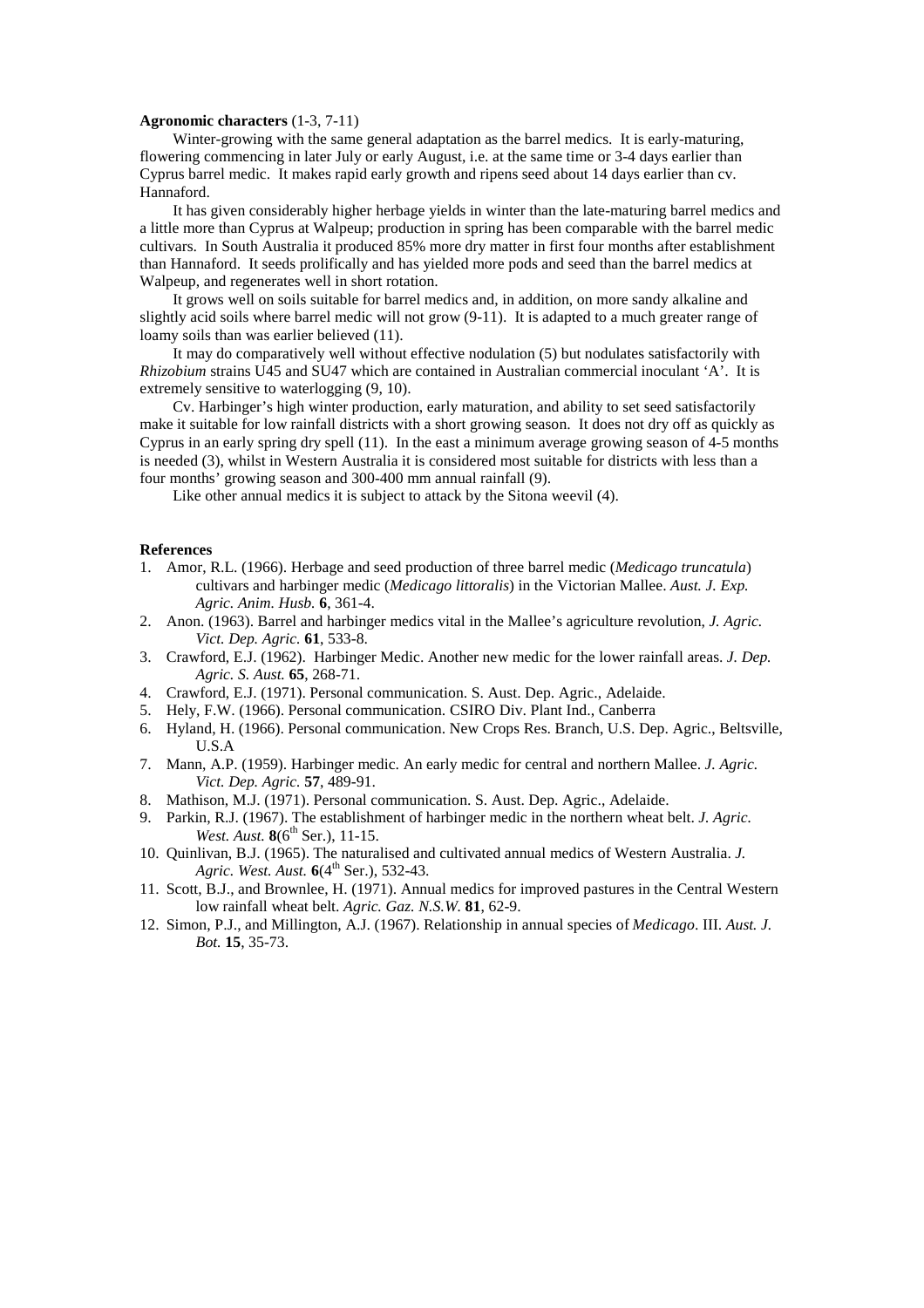**Agronomic characters** (1-3, 7-11)

Winter-growing with the same general adaptation as the barrel medics. It is early-maturing, flowering commencing in later July or early August, i.e. at the same time or 3-4 days earlier than Cyprus barrel medic. It makes rapid early growth and ripens seed about 14 days earlier than cv. Hannaford.

It has given considerably higher herbage yields in winter than the late-maturing barrel medics and a little more than Cyprus at Walpeup; production in spring has been comparable with the barrel medic cultivars. In South Australia it produced 85% more dry matter in first four months after establishment than Hannaford. It seeds prolifically and has yielded more pods and seed than the barrel medics at Walpeup, and regenerates well in short rotation.

It grows well on soils suitable for barrel medics and, in addition, on more sandy alkaline and slightly acid soils where barrel medic will not grow (9-11). It is adapted to a much greater range of loamy soils than was earlier believed (11).

It may do comparatively well without effective nodulation (5) but nodulates satisfactorily with *Rhizobium* strains U45 and SU47 which are contained in Australian commercial inoculant 'A'. It is extremely sensitive to waterlogging (9, 10).

Cv. Harbinger's high winter production, early maturation, and ability to set seed satisfactorily make it suitable for low rainfall districts with a short growing season. It does not dry off as quickly as Cyprus in an early spring dry spell (11). In the east a minimum average growing season of 4-5 months is needed (3), whilst in Western Australia it is considered most suitable for districts with less than a four months' growing season and 300-400 mm annual rainfall (9).

Like other annual medics it is subject to attack by the Sitona weevil (4).

**References**

1. Amor, R.L. (1966). Herbage and seed production of three barrel medic (*Medicago truncatula*) cultivars and harbinger medic (*Medicago littoralis*) in the Victorian Mallee. *Aust. J. Exp. Agric. Anim. Husb.* **6**, 361-4.
2. Anon. (1963). Barrel and harbinger medics vital in the Mallee's agriculture revolution, *J. Agric. Vict. Dep. Agric.* **61**, 533-8.
3. Crawford, E.J. (1962). Harbinger Medic. Another new medic for the lower rainfall areas. *J. Dep. Agric. S. Aust.* **65**, 268-71.
4. Crawford, E.J. (1971). Personal communication. S. Aust. Dep. Agric., Adelaide.
5. Hely, F.W. (1966). Personal communication. CSIRO Div. Plant Ind., Canberra
6. Hyland, H. (1966). Personal communication. New Crops Res. Branch, U.S. Dep. Agric., Beltsville, U.S.A
7. Mann, A.P. (1959). Harbinger medic. An early medic for central and northern Mallee. *J. Agric. Vict. Dep. Agric.* **57**, 489-91.
8. Mathison, M.J. (1971). Personal communication. S. Aust. Dep. Agric., Adelaide.
9. Parkin, R.J. (1967). The establishment of harbinger medic in the northern wheat belt. *J. Agric. West. Aust.* **8**(6th Ser.), 11-15.
10. Quinlivan, B.J. (1965). The naturalised and cultivated annual medics of Western Australia. *J. Agric. West. Aust.* **6**(4th Ser.), 532-43.
11. Scott, B.J., and Brownlee, H. (1971). Annual medics for improved pastures in the Central Western low rainfall wheat belt. *Agric. Gaz. N.S.W.* **81**, 62-9.
12. Simon, P.J., and Millington, A.J. (1967). Relationship in annual species of *Medicago*. III. *Aust. J. Bot.* **15**, 35-73.